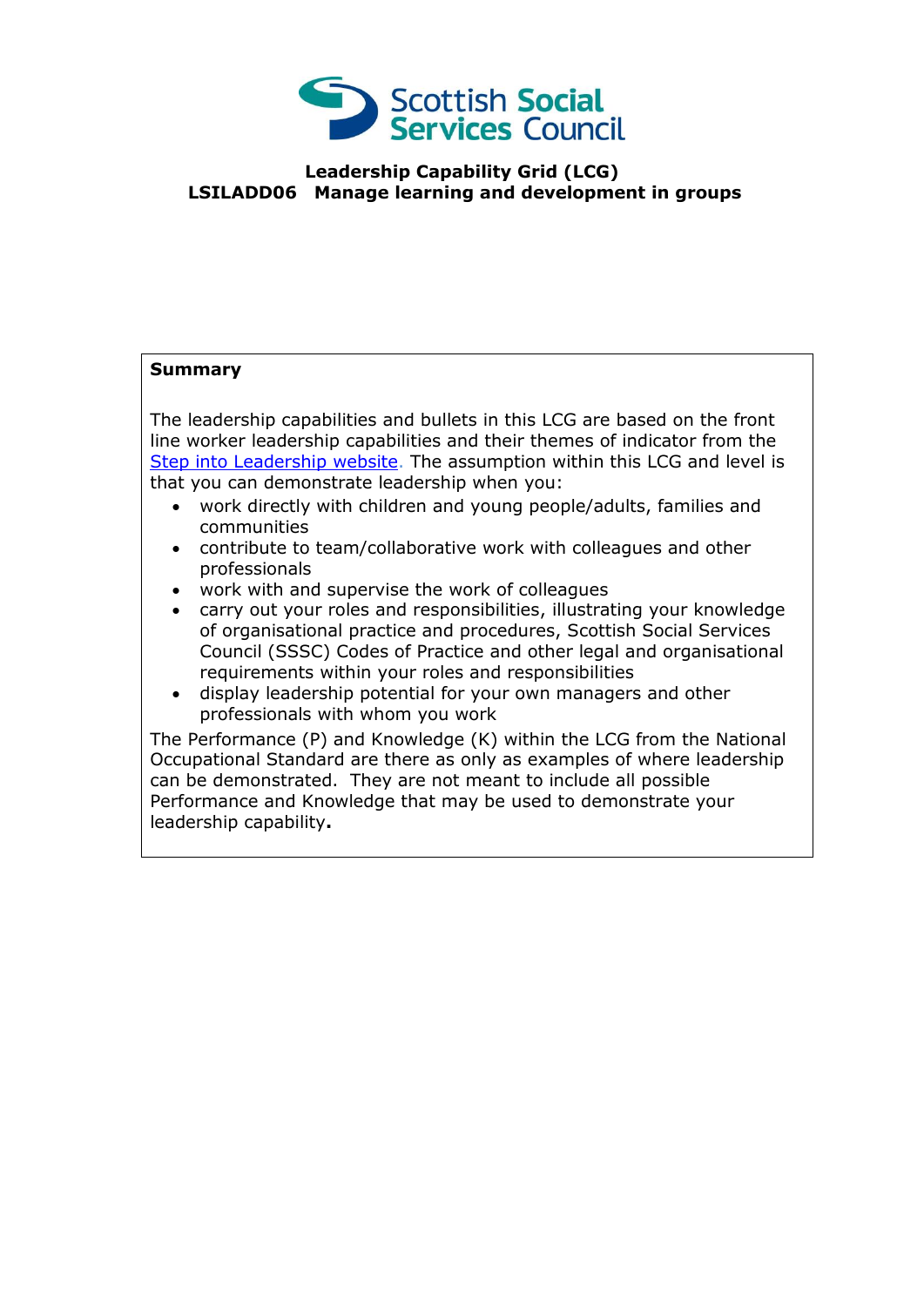Scottish Social Services Council

# Leadership Capability Grid (LCG)

## LSILADD06 Manage learning and development in groups

**Summary**

The leadership capabilities and bullets in this LCG are based on the front line worker leadership capabilities and their themes of indicator from the [Step into Leadership website](). The assumption within this LCG and level is that you can demonstrate leadership when you:

- work directly with children and young people/adults, families and communities
- contribute to team/collaborative work with colleagues and other professionals
- work with and supervise the work of colleagues
- carry out your roles and responsibilities, illustrating your knowledge of organisational practice and procedures, Scottish Social Services Council (SSSC) Codes of Practice and other legal and organisational requirements within your roles and responsibilities
- display leadership potential for your own managers and other professionals with whom you work

The Performance (P) and Knowledge (K) within the LCG from the National Occupational Standard are there as only as examples of where leadership can be demonstrated. They are not meant to include all possible Performance and Knowledge that may be used to demonstrate your leadership capability**.**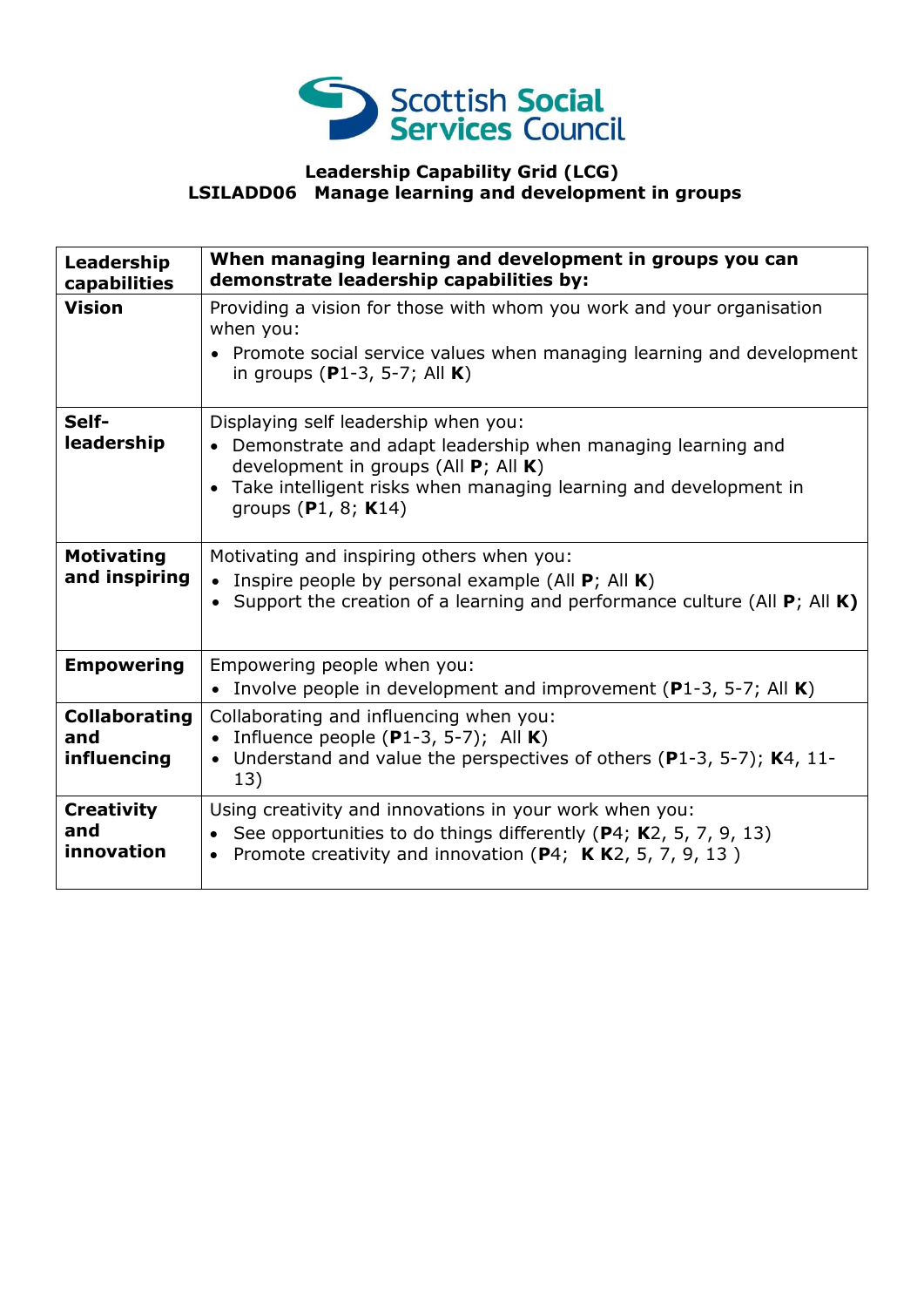Scottish Social Services Council

**Leadership Capability Grid (LCG)**
**LSILADD06 Manage learning and development in groups**

| Leadership capabilities | When managing learning and development in groups you can demonstrate leadership capabilities by: |
|---|---|
| **Vision** | Providing a vision for those with whom you work and your organisation when you:<br>• Promote social service values when managing learning and development in groups (**P**1-3, 5-7; All **K**) |
| **Self-leadership** | Displaying self leadership when you:<br>• Demonstrate and adapt leadership when managing learning and development in groups (All **P**; All **K**)<br>• Take intelligent risks when managing learning and development in groups (**P**1, 8; **K**14) |
| **Motivating and inspiring** | Motivating and inspiring others when you:<br>• Inspire people by personal example (All **P**; All **K**)<br>• Support the creation of a learning and performance culture (All **P**; All **K)** |
| **Empowering** | Empowering people when you:<br>• Involve people in development and improvement (**P**1-3, 5-7; All **K**) |
| **Collaborating and influencing** | Collaborating and influencing when you:<br>• Influence people (**P**1-3, 5-7); All **K**)<br>• Understand and value the perspectives of others (**P**1-3, 5-7); **K**4, 11-13) |
| **Creativity and innovation** | Using creativity and innovations in your work when you:<br>• See opportunities to do things differently (**P**4; **K**2, 5, 7, 9, 13)<br>• Promote creativity and innovation (**P**4; **K** **K**2, 5, 7, 9, 13 ) |